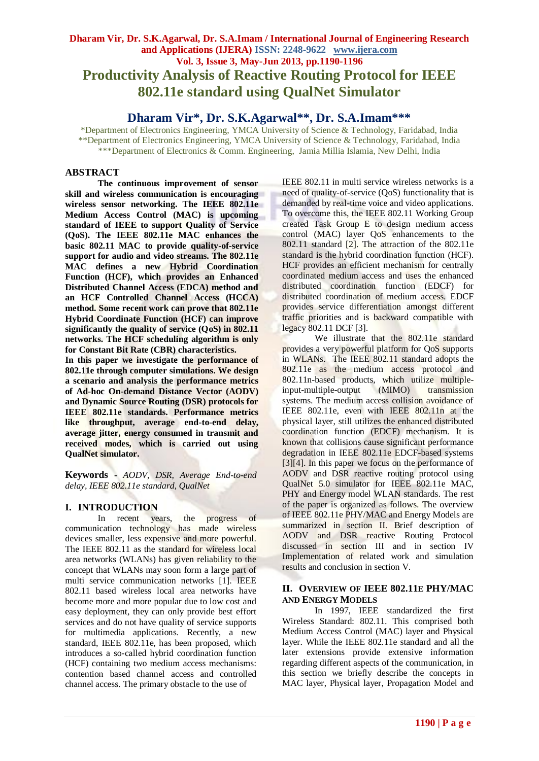# Productivity Analysis of Reactive Routing Protocol for IEEE 802.11e standard using QualNet Simulator

## Dharam Vir*, Dr. S.K.Agarwal**, Dr. S.A.Imam***

*Department of Electronics Engineering, YMCA University of Science & Technology, Faridabad, India
**Department of Electronics Engineering, YMCA University of Science & Technology, Faridabad, India
***Department of Electronics & Comm. Engineering, Jamia Millia Islamia, New Delhi, India

## ABSTRACT

**The continuous improvement of sensor skill and wireless communication is encouraging wireless sensor networking. The IEEE 802.11e Medium Access Control (MAC) is upcoming standard of IEEE to support Quality of Service (QoS). The IEEE 802.11e MAC enhances the basic 802.11 MAC to provide quality-of-service support for audio and video streams. The 802.11e MAC defines a new Hybrid Coordination Function (HCF), which provides an Enhanced Distributed Channel Access (EDCA) method and an HCF Controlled Channel Access (HCCA) method. Some recent work can prove that 802.11e Hybrid Coordinate Function (HCF) can improve significantly the quality of service (QoS) in 802.11 networks. The HCF scheduling algorithm is only for Constant Bit Rate (CBR) characteristics.**

**In this paper we investigate the performance of 802.11e through computer simulations. We design a scenario and analysis the performance metrics of Ad-hoc On-demand Distance Vector (AODV) and Dynamic Source Routing (DSR) protocols for IEEE 802.11e standards. Performance metrics like throughput, average end-to-end delay, average jitter, energy consumed in transmit and received modes, which is carried out using QualNet simulator.**

**Keywords** - *AODV, DSR, Average End-to-end delay, IEEE 802.11e standard, QualNet*

## I. INTRODUCTION

In recent years, the progress of communication technology has made wireless devices smaller, less expensive and more powerful. The IEEE 802.11 as the standard for wireless local area networks (WLANs) has given reliability to the concept that WLANs may soon form a large part of multi service communication networks [1]. IEEE 802.11 based wireless local area networks have become more and more popular due to low cost and easy deployment, they can only provide best effort services and do not have quality of service supports for multimedia applications. Recently, a new standard, IEEE 802.11e, has been proposed, which introduces a so-called hybrid coordination function (HCF) containing two medium access mechanisms: contention based channel access and controlled channel access. The primary obstacle to the use of IEEE 802.11 in multi service wireless networks is a need of quality-of-service (QoS) functionality that is demanded by real-time voice and video applications. To overcome this, the IEEE 802.11 Working Group created Task Group E to design medium access control (MAC) layer QoS enhancements to the 802.11 standard [2]. The attraction of the 802.11e standard is the hybrid coordination function (HCF). HCF provides an efficient mechanism for centrally coordinated medium access and uses the enhanced distributed coordination function (EDCF) for distributed coordination of medium access. EDCF provides service differentiation amongst different traffic priorities and is backward compatible with legacy 802.11 DCF [3].

We illustrate that the 802.11e standard provides a very powerful platform for QoS supports in WLANs. The IEEE 802.11 standard adopts the 802.11e as the medium access protocol and 802.11n-based products, which utilize multiple-input-multiple-output (MIMO) transmission systems. The medium access collision avoidance of IEEE 802.11e, even with IEEE 802.11n at the physical layer, still utilizes the enhanced distributed coordination function (EDCF) mechanism. It is known that collisions cause significant performance degradation in IEEE 802.11e EDCF-based systems [3][4]. In this paper we focus on the performance of AODV and DSR reactive routing protocol using QualNet 5.0 simulator for IEEE 802.11e MAC, PHY and Energy model WLAN standards. The rest of the paper is organized as follows. The overview of IEEE 802.11e PHY/MAC and Energy Models are summarized in section II. Brief description of AODV and DSR reactive Routing Protocol discussed in section III and in section IV Implementation of related work and simulation results and conclusion in section V.

## II. OVERVIEW OF IEEE 802.11E PHY/MAC AND ENERGY MODELS

In 1997, IEEE standardized the first Wireless Standard: 802.11. This comprised both Medium Access Control (MAC) layer and Physical layer. While the IEEE 802.11e standard and all the later extensions provide extensive information regarding different aspects of the communication, in this section we briefly describe the concepts in MAC layer, Physical layer, Propagation Model and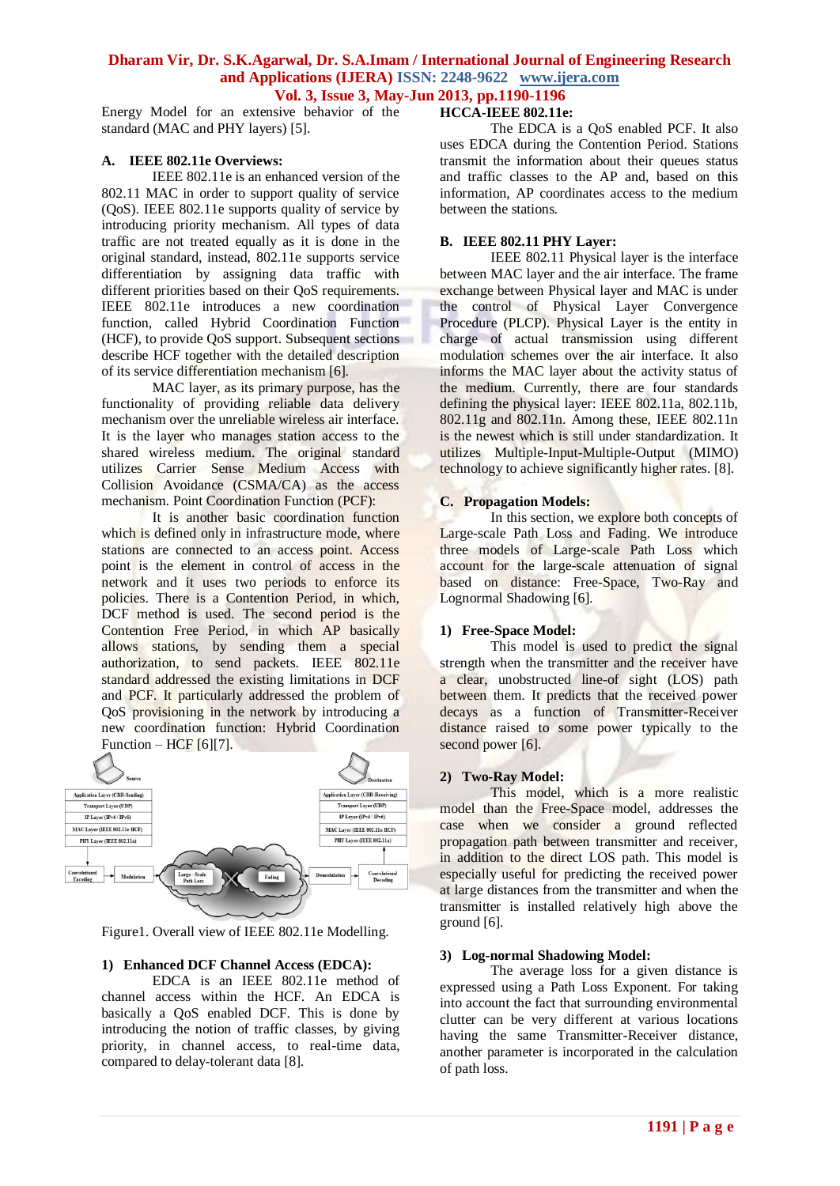Energy Model for an extensive behavior of the standard (MAC and PHY layers) [5].

### A. IEEE 802.11e Overviews:

IEEE 802.11e is an enhanced version of the 802.11 MAC in order to support quality of service (QoS). IEEE 802.11e supports quality of service by introducing priority mechanism. All types of data traffic are not treated equally as it is done in the original standard, instead, 802.11e supports service differentiation by assigning data traffic with different priorities based on their QoS requirements. IEEE 802.11e introduces a new coordination function, called Hybrid Coordination Function (HCF), to provide QoS support. Subsequent sections describe HCF together with the detailed description of its service differentiation mechanism [6].

MAC layer, as its primary purpose, has the functionality of providing reliable data delivery mechanism over the unreliable wireless air interface. It is the layer who manages station access to the shared wireless medium. The original standard utilizes Carrier Sense Medium Access with Collision Avoidance (CSMA/CA) as the access mechanism. Point Coordination Function (PCF):

It is another basic coordination function which is defined only in infrastructure mode, where stations are connected to an access point. Access point is the element in control of access in the network and it uses two periods to enforce its policies. There is a Contention Period, in which, DCF method is used. The second period is the Contention Free Period, in which AP basically allows stations, by sending them a special authorization, to send packets. IEEE 802.11e standard addressed the existing limitations in DCF and PCF. It particularly addressed the problem of QoS provisioning in the network by introducing a new coordination function: Hybrid Coordination Function – HCF [6][7].

Figure1. Overall view of IEEE 802.11e Modelling.

#### 1) Enhanced DCF Channel Access (EDCA):

EDCA is an IEEE 802.11e method of channel access within the HCF. An EDCA is basically a QoS enabled DCF. This is done by introducing the notion of traffic classes, by giving priority, in channel access, to real-time data, compared to delay-tolerant data [8].

#### HCCA-IEEE 802.11e:

The EDCA is a QoS enabled PCF. It also uses EDCA during the Contention Period. Stations transmit the information about their queues status and traffic classes to the AP and, based on this information, AP coordinates access to the medium between the stations.

### B. IEEE 802.11 PHY Layer:

IEEE 802.11 Physical layer is the interface between MAC layer and the air interface. The frame exchange between Physical layer and MAC is under the control of Physical Layer Convergence Procedure (PLCP). Physical Layer is the entity in charge of actual transmission using different modulation schemes over the air interface. It also informs the MAC layer about the activity status of the medium. Currently, there are four standards defining the physical layer: IEEE 802.11a, 802.11b, 802.11g and 802.11n. Among these, IEEE 802.11n is the newest which is still under standardization. It utilizes Multiple-Input-Multiple-Output (MIMO) technology to achieve significantly higher rates. [8].

### C. Propagation Models:

In this section, we explore both concepts of Large-scale Path Loss and Fading. We introduce three models of Large-scale Path Loss which account for the large-scale attenuation of signal based on distance: Free-Space, Two-Ray and Lognormal Shadowing [6].

#### 1) Free-Space Model:

This model is used to predict the signal strength when the transmitter and the receiver have a clear, unobstructed line-of sight (LOS) path between them. It predicts that the received power decays as a function of Transmitter-Receiver distance raised to some power typically to the second power [6].

#### 2) Two-Ray Model:

This model, which is a more realistic model than the Free-Space model, addresses the case when we consider a ground reflected propagation path between transmitter and receiver, in addition to the direct LOS path. This model is especially useful for predicting the received power at large distances from the transmitter and when the transmitter is installed relatively high above the ground [6].

#### 3) Log-normal Shadowing Model:

The average loss for a given distance is expressed using a Path Loss Exponent. For taking into account the fact that surrounding environmental clutter can be very different at various locations having the same Transmitter-Receiver distance, another parameter is incorporated in the calculation of path loss.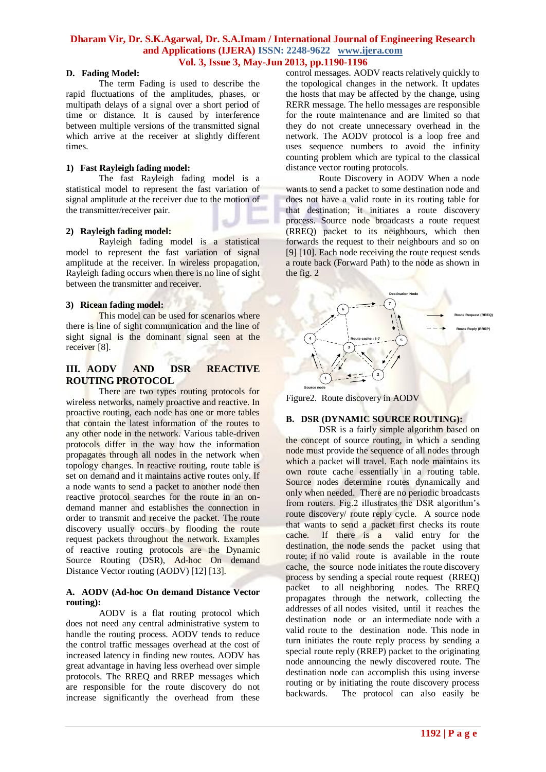#### D. Fading Model:

The term Fading is used to describe the rapid fluctuations of the amplitudes, phases, or multipath delays of a signal over a short period of time or distance. It is caused by interference between multiple versions of the transmitted signal which arrive at the receiver at slightly different times.

##### 1) Fast Rayleigh fading model:

The fast Rayleigh fading model is a statistical model to represent the fast variation of signal amplitude at the receiver due to the motion of the transmitter/receiver pair.

##### 2) Rayleigh fading model:

Rayleigh fading model is a statistical model to represent the fast variation of signal amplitude at the receiver. In wireless propagation, Rayleigh fading occurs when there is no line of sight between the transmitter and receiver.

##### 3) Ricean fading model:

This model can be used for scenarios where there is line of sight communication and the line of sight signal is the dominant signal seen at the receiver [8].

## III. AODV AND DSR REACTIVE ROUTING PROTOCOL

There are two types routing protocols for wireless networks, namely proactive and reactive. In proactive routing, each node has one or more tables that contain the latest information of the routes to any other node in the network. Various table-driven protocols differ in the way how the information propagates through all nodes in the network when topology changes. In reactive routing, route table is set on demand and it maintains active routes only. If a node wants to send a packet to another node then reactive protocol searches for the route in an on-demand manner and establishes the connection in order to transmit and receive the packet. The route discovery usually occurs by flooding the route request packets throughout the network. Examples of reactive routing protocols are the Dynamic Source Routing (DSR), Ad-hoc On demand Distance Vector routing (AODV) [12] [13].

### A. AODV (Ad-hoc On demand Distance Vector routing):

AODV is a flat routing protocol which does not need any central administrative system to handle the routing process. AODV tends to reduce the control traffic messages overhead at the cost of increased latency in finding new routes. AODV has great advantage in having less overhead over simple protocols. The RREQ and RREP messages which are responsible for the route discovery do not increase significantly the overhead from these control messages. AODV reacts relatively quickly to the topological changes in the network. It updates the hosts that may be affected by the change, using RERR message. The hello messages are responsible for the route maintenance and are limited so that they do not create unnecessary overhead in the network. The AODV protocol is a loop free and uses sequence numbers to avoid the infinity counting problem which are typical to the classical distance vector routing protocols.

Route Discovery in AODV When a node wants to send a packet to some destination node and does not have a valid route in its routing table for that destination; it initiates a route discovery process. Source node broadcasts a route request (RREQ) packet to its neighbours, which then forwards the request to their neighbours and so on [9] [10]. Each node receiving the route request sends a route back (Forward Path) to the node as shown in the fig. 2

Figure2. Route discovery in AODV

### B. DSR (DYNAMIC SOURCE ROUTING):

DSR is a fairly simple algorithm based on the concept of source routing, in which a sending node must provide the sequence of all nodes through which a packet will travel. Each node maintains its own route cache essentially in a routing table. Source nodes determine routes dynamically and only when needed. There are no periodic broadcasts from routers. Fig.2 illustrates the DSR algorithm's route discovery/ route reply cycle. A source node that wants to send a packet first checks its route cache. If there is a valid entry for the destination, the node sends the packet using that route; if no valid route is available in the route cache, the source node initiates the route discovery process by sending a special route request (RREQ) packet to all neighboring nodes. The RREQ propagates through the network, collecting the addresses of all nodes visited, until it reaches the destination node or an intermediate node with a valid route to the destination node. This node in turn initiates the route reply process by sending a special route reply (RREP) packet to the originating node announcing the newly discovered route. The destination node can accomplish this using inverse routing or by initiating the route discovery process backwards. The protocol can also easily be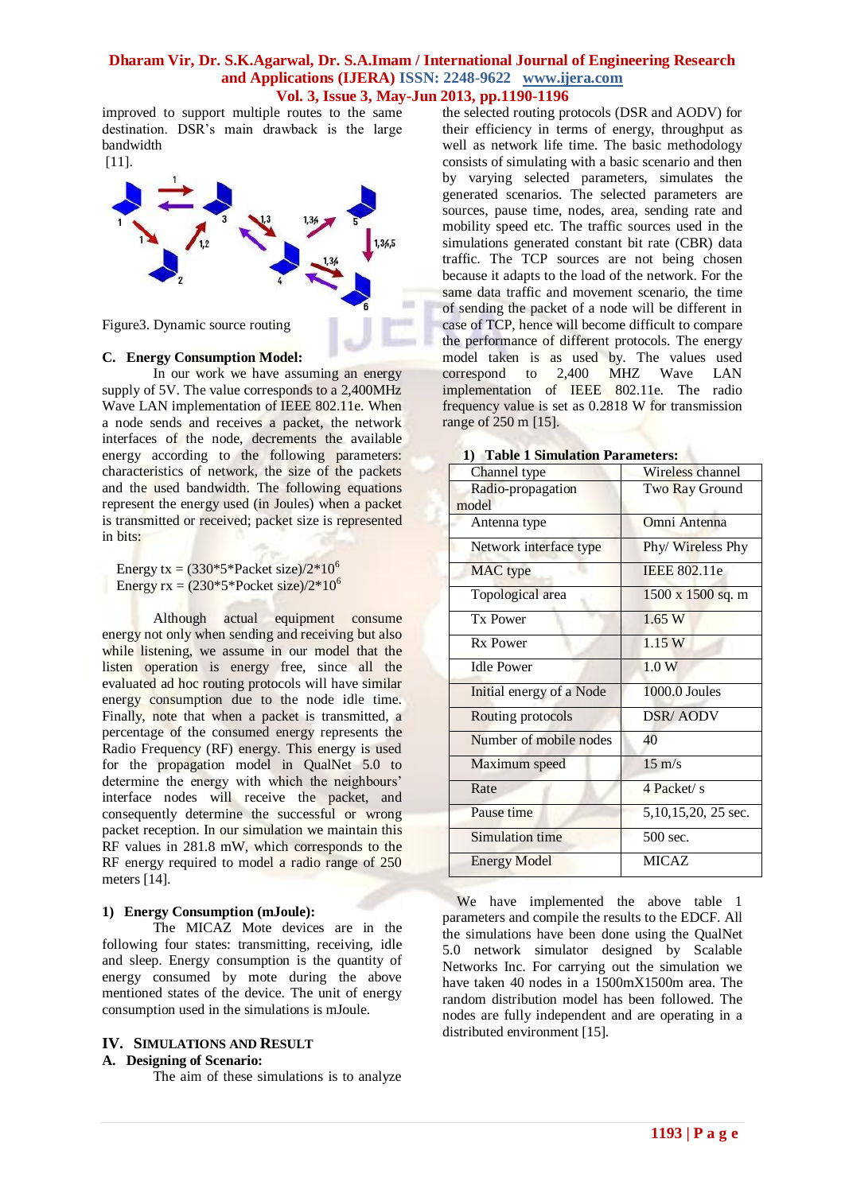improved to support multiple routes to the same destination. DSR's main drawback is the large bandwidth [11].

Figure3. Dynamic source routing

### C. Energy Consumption Model:

In our work we have assuming an energy supply of 5V. The value corresponds to a 2,400MHz Wave LAN implementation of IEEE 802.11e. When a node sends and receives a packet, the network interfaces of the node, decrements the available energy according to the following parameters: characteristics of network, the size of the packets and the used bandwidth. The following equations represent the energy used (in Joules) when a packet is transmitted or received; packet size is represented in bits:

$$\text{Energy tx} = (330*5*\text{Packet size})/2*10^6$$
$$\text{Energy rx} = (230*5*\text{Pocket size})/2*10^6$$

Although actual equipment consume energy not only when sending and receiving but also while listening, we assume in our model that the listen operation is energy free, since all the evaluated ad hoc routing protocols will have similar energy consumption due to the node idle time. Finally, note that when a packet is transmitted, a percentage of the consumed energy represents the Radio Frequency (RF) energy. This energy is used for the propagation model in QualNet 5.0 to determine the energy with which the neighbours' interface nodes will receive the packet, and consequently determine the successful or wrong packet reception. In our simulation we maintain this RF values in 281.8 mW, which corresponds to the RF energy required to model a radio range of 250 meters [14].

#### 1) Energy Consumption (mJoule):

The MICAZ Mote devices are in the following four states: transmitting, receiving, idle and sleep. Energy consumption is the quantity of energy consumed by mote during the above mentioned states of the device. The unit of energy consumption used in the simulations is mJoule.

## IV. Simulations and Result

### A. Designing of Scenario:

The aim of these simulations is to analyze the selected routing protocols (DSR and AODV) for their efficiency in terms of energy, throughput as well as network life time. The basic methodology consists of simulating with a basic scenario and then by varying selected parameters, simulates the generated scenarios. The selected parameters are sources, pause time, nodes, area, sending rate and mobility speed etc. The traffic sources used in the simulations generated constant bit rate (CBR) data traffic. The TCP sources are not being chosen because it adapts to the load of the network. For the same data traffic and movement scenario, the time of sending the packet of a node will be different in case of TCP, hence will become difficult to compare the performance of different protocols. The energy model taken is as used by. The values used correspond to 2,400 MHZ Wave LAN implementation of IEEE 802.11e. The radio frequency value is set as 0.2818 W for transmission range of 250 m [15].

#### 1) Table 1 Simulation Parameters:

| Channel type | Wireless channel |
|---|---|
| Radio-propagation model | Two Ray Ground |
| Antenna type | Omni Antenna |
| Network interface type | Phy/ Wireless Phy |
| MAC type | IEEE 802.11e |
| Topological area | 1500 x 1500 sq. m |
| Tx Power | 1.65 W |
| Rx Power | 1.15 W |
| Idle Power | 1.0 W |
| Initial energy of a Node | 1000.0 Joules |
| Routing protocols | DSR/ AODV |
| Number of mobile nodes | 40 |
| Maximum speed | 15 m/s |
| Rate | 4 Packet/ s |
| Pause time | 5,10,15,20, 25 sec. |
| Simulation time | 500 sec. |
| Energy Model | MICAZ |

We have implemented the above table 1 parameters and compile the results to the EDCF. All the simulations have been done using the QualNet 5.0 network simulator designed by Scalable Networks Inc. For carrying out the simulation we have taken 40 nodes in a 1500mX1500m area. The random distribution model has been followed. The nodes are fully independent and are operating in a distributed environment [15].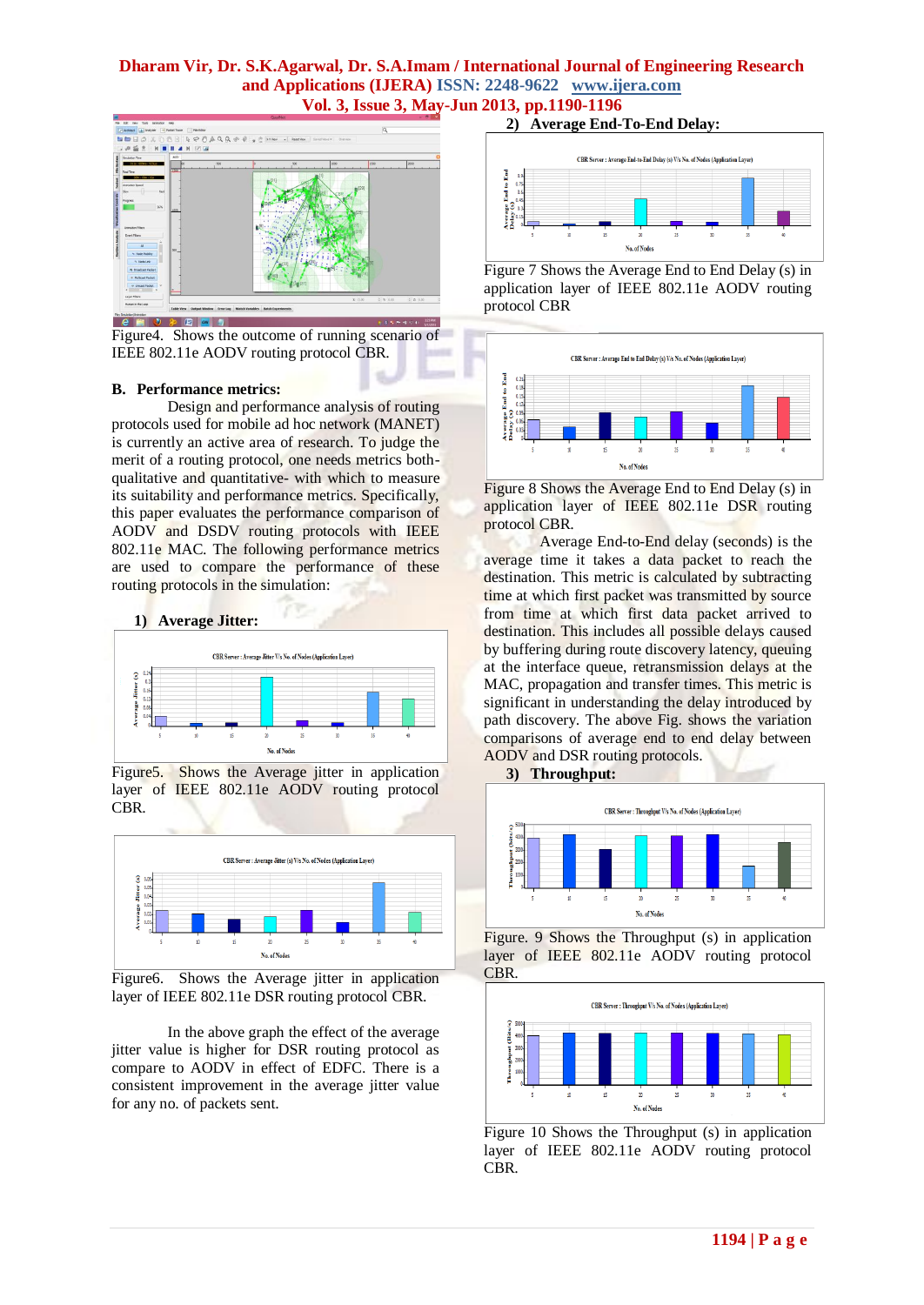Figure4. Shows the outcome of running scenario of IEEE 802.11e AODV routing protocol CBR.

### B. Performance metrics:

Design and performance analysis of routing protocols used for mobile ad hoc network (MANET) is currently an active area of research. To judge the merit of a routing protocol, one needs metrics both-qualitative and quantitative- with which to measure its suitability and performance metrics. Specifically, this paper evaluates the performance comparison of AODV and DSDV routing protocols with IEEE 802.11e MAC. The following performance metrics are used to compare the performance of these routing protocols in the simulation:

#### 1) Average Jitter:

Figure5. Shows the Average jitter in application layer of IEEE 802.11e AODV routing protocol CBR.

Figure6. Shows the Average jitter in application layer of IEEE 802.11e DSR routing protocol CBR.

In the above graph the effect of the average jitter value is higher for DSR routing protocol as compare to AODV in effect of EDFC. There is a consistent improvement in the average jitter value for any no. of packets sent.

#### 2) Average End-To-End Delay:

Figure 7 Shows the Average End to End Delay (s) in application layer of IEEE 802.11e AODV routing protocol CBR

Figure 8 Shows the Average End to End Delay (s) in application layer of IEEE 802.11e DSR routing protocol CBR.

Average End-to-End delay (seconds) is the average time it takes a data packet to reach the destination. This metric is calculated by subtracting time at which first packet was transmitted by source from time at which first data packet arrived to destination. This includes all possible delays caused by buffering during route discovery latency, queuing at the interface queue, retransmission delays at the MAC, propagation and transfer times. This metric is significant in understanding the delay introduced by path discovery. The above Fig. shows the variation comparisons of average end to end delay between AODV and DSR routing protocols.

#### 3) Throughput:

Figure. 9 Shows the Throughput (s) in application layer of IEEE 802.11e AODV routing protocol CBR.

Figure 10 Shows the Throughput (s) in application layer of IEEE 802.11e AODV routing protocol CBR.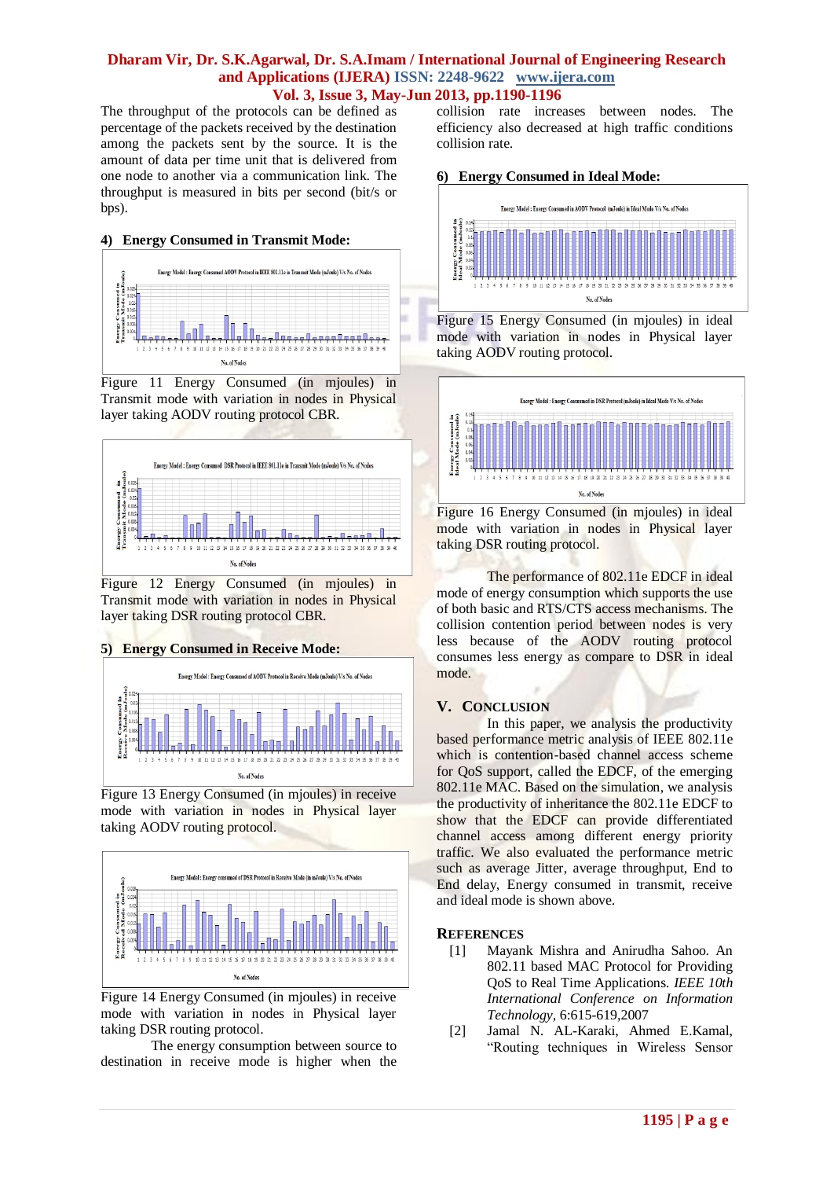The throughput of the protocols can be defined as percentage of the packets received by the destination among the packets sent by the source. It is the amount of data per time unit that is delivered from one node to another via a communication link. The throughput is measured in bits per second (bit/s or bps).

### 4) Energy Consumed in Transmit Mode:

Figure 11 Energy Consumed (in mjoules) in Transmit mode with variation in nodes in Physical layer taking AODV routing protocol CBR.

Figure 12 Energy Consumed (in mjoules) in Transmit mode with variation in nodes in Physical layer taking DSR routing protocol CBR.

### 5) Energy Consumed in Receive Mode:

Figure 13 Energy Consumed (in mjoules) in receive mode with variation in nodes in Physical layer taking AODV routing protocol.

Figure 14 Energy Consumed (in mjoules) in receive mode with variation in nodes in Physical layer taking DSR routing protocol.

The energy consumption between source to destination in receive mode is higher when the collision rate increases between nodes. The efficiency also decreased at high traffic conditions collision rate.

### 6) Energy Consumed in Ideal Mode:

Figure 15 Energy Consumed (in mjoules) in ideal mode with variation in nodes in Physical layer taking AODV routing protocol.

Figure 16 Energy Consumed (in mjoules) in ideal mode with variation in nodes in Physical layer taking DSR routing protocol.

The performance of 802.11e EDCF in ideal mode of energy consumption which supports the use of both basic and RTS/CTS access mechanisms. The collision contention period between nodes is very less because of the AODV routing protocol consumes less energy as compare to DSR in ideal mode.

## V. Conclusion

In this paper, we analysis the productivity based performance metric analysis of IEEE 802.11e which is contention-based channel access scheme for QoS support, called the EDCF, of the emerging 802.11e MAC. Based on the simulation, we analysis the productivity of inheritance the 802.11e EDCF to show that the EDCF can provide differentiated channel access among different energy priority traffic. We also evaluated the performance metric such as average Jitter, average throughput, End to End delay, Energy consumed in transmit, receive and ideal mode is shown above.

## References

[1] Mayank Mishra and Anirudha Sahoo. An 802.11 based MAC Protocol for Providing QoS to Real Time Applications. *IEEE 10th International Conference on Information Technology*, 6:615-619,2007

[2] Jamal N. AL-Karaki, Ahmed E.Kamal, "Routing techniques in Wireless Sensor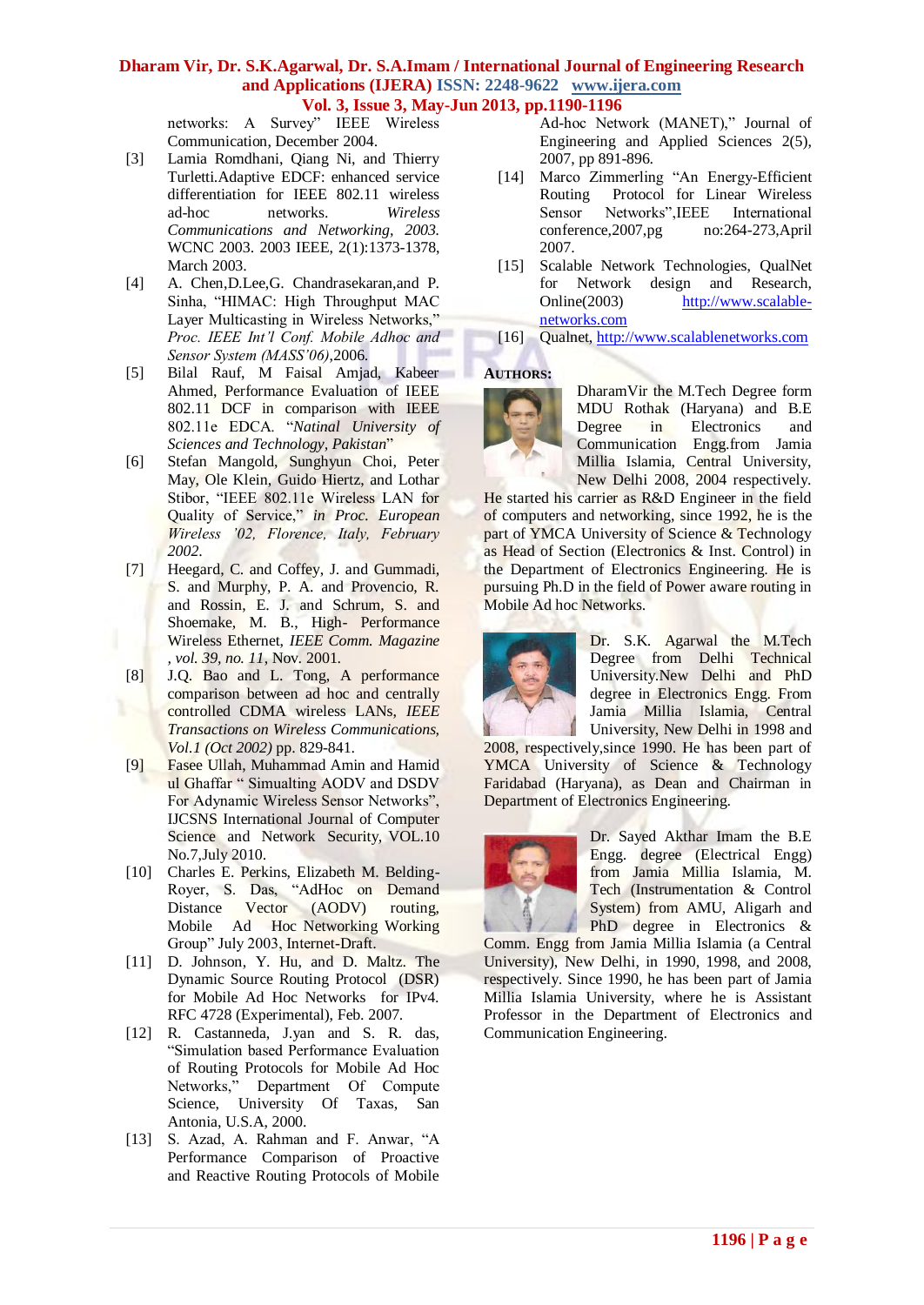networks: A Survey" IEEE Wireless Communication, December 2004.

[3] Lamia Romdhani, Qiang Ni, and Thierry Turletti.Adaptive EDCF: enhanced service differentiation for IEEE 802.11 wireless ad-hoc networks. *Wireless Communications and Networking, 2003.* WCNC 2003. 2003 IEEE, 2(1):1373-1378, March 2003.

[4] A. Chen,D.Lee,G. Chandrasekaran,and P. Sinha, "HIMAC: High Throughput MAC Layer Multicasting in Wireless Networks," *Proc. IEEE Int'l Conf. Mobile Adhoc and Sensor System (MASS'06)*,2006.

[5] Bilal Rauf, M Faisal Amjad, Kabeer Ahmed, Performance Evaluation of IEEE 802.11 DCF in comparison with IEEE 802.11e EDCA. "*Natinal University of Sciences and Technology, Pakistan*"

[6] Stefan Mangold, Sunghyun Choi, Peter May, Ole Klein, Guido Hiertz, and Lothar Stibor, "IEEE 802.11e Wireless LAN for Quality of Service," *in Proc. European Wireless '02, Florence, Italy, February 2002.*

[7] Heegard, C. and Coffey, J. and Gummadi, S. and Murphy, P. A. and Provencio, R. and Rossin, E. J. and Schrum, S. and Shoemake, M. B., High- Performance Wireless Ethernet, *IEEE Comm. Magazine , vol. 39, no. 11*, Nov. 2001.

[8] J.Q. Bao and L. Tong, A performance comparison between ad hoc and centrally controlled CDMA wireless LANs, *IEEE Transactions on Wireless Communications, Vol.1 (Oct 2002)* pp. 829-841.

[9] Fasee Ullah, Muhammad Amin and Hamid ul Ghaffar " Simualting AODV and DSDV For Adynamic Wireless Sensor Networks", IJCSNS International Journal of Computer Science and Network Security, VOL.10 No.7,July 2010.

[10] Charles E. Perkins, Elizabeth M. Belding-Royer, S. Das, "AdHoc on Demand Distance Vector (AODV) routing, Mobile Ad Hoc Networking Working Group" July 2003, Internet-Draft.

[11] D. Johnson, Y. Hu, and D. Maltz. The Dynamic Source Routing Protocol (DSR) for Mobile Ad Hoc Networks for IPv4. RFC 4728 (Experimental), Feb. 2007.

[12] R. Castanneda, J.yan and S. R. das, "Simulation based Performance Evaluation of Routing Protocols for Mobile Ad Hoc Networks," Department Of Compute Science, University Of Taxas, San Antonia, U.S.A, 2000.

[13] S. Azad, A. Rahman and F. Anwar, "A Performance Comparison of Proactive and Reactive Routing Protocols of Mobile Ad-hoc Network (MANET)," Journal of Engineering and Applied Sciences 2(5), 2007, pp 891-896.

[14] Marco Zimmerling "An Energy-Efficient Routing Protocol for Linear Wireless Sensor Networks",IEEE International conference,2007,pg no:264-273,April 2007.

[15] Scalable Network Technologies, QualNet for Network design and Research, Online(2003) http://www.scalable-networks.com

[16] Qualnet, http://www.scalablenetworks.com

**AUTHORS:**

DharamVir the M.Tech Degree form MDU Rothak (Haryana) and B.E Degree in Electronics and Communication Engg.from Jamia Millia Islamia, Central University, New Delhi 2008, 2004 respectively. He started his carrier as R&D Engineer in the field of computers and networking, since 1992, he is the part of YMCA University of Science & Technology as Head of Section (Electronics & Inst. Control) in the Department of Electronics Engineering. He is pursuing Ph.D in the field of Power aware routing in Mobile Ad hoc Networks.

Dr. S.K. Agarwal the M.Tech Degree from Delhi Technical University.New Delhi and PhD degree in Electronics Engg. From Jamia Millia Islamia, Central University, New Delhi in 1998 and 2008, respectively,since 1990. He has been part of YMCA University of Science & Technology Faridabad (Haryana), as Dean and Chairman in Department of Electronics Engineering.

Dr. Sayed Akthar Imam the B.E Engg. degree (Electrical Engg) from Jamia Millia Islamia, M. Tech (Instrumentation & Control System) from AMU, Aligarh and PhD degree in Electronics & Comm. Engg from Jamia Millia Islamia (a Central University), New Delhi, in 1990, 1998, and 2008, respectively. Since 1990, he has been part of Jamia Millia Islamia University, where he is Assistant Professor in the Department of Electronics and Communication Engineering.